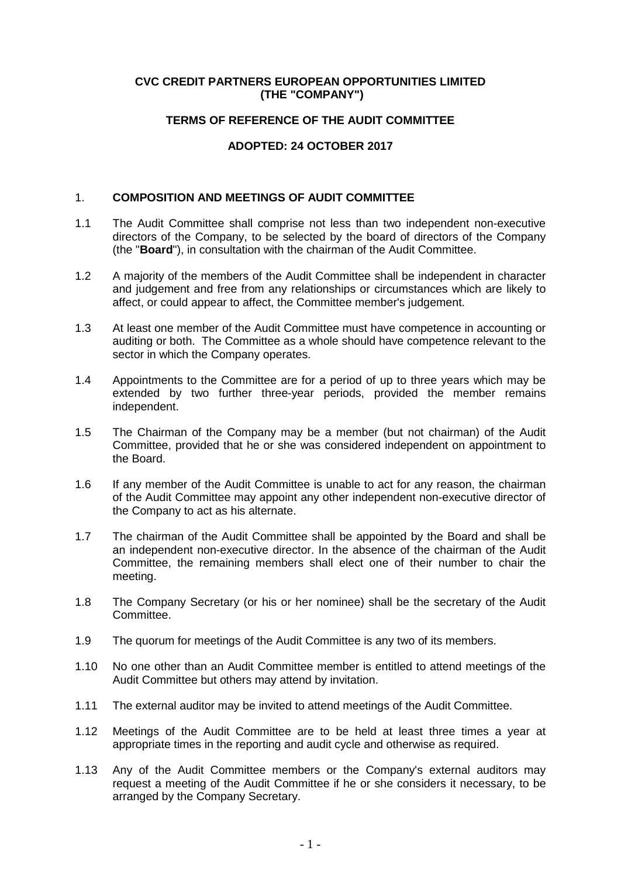**CVC CREDIT PARTNERS EUROPEAN OPPORTUNITIES LIMITED**
**(THE "COMPANY")**

**TERMS OF REFERENCE OF THE AUDIT COMMITTEE**

**ADOPTED: 24 OCTOBER 2017**

## 1. COMPOSITION AND MEETINGS OF AUDIT COMMITTEE

1.1 The Audit Committee shall comprise not less than two independent non-executive directors of the Company, to be selected by the board of directors of the Company (the "**Board**"), in consultation with the chairman of the Audit Committee.

1.2 A majority of the members of the Audit Committee shall be independent in character and judgement and free from any relationships or circumstances which are likely to affect, or could appear to affect, the Committee member's judgement.

1.3 At least one member of the Audit Committee must have competence in accounting or auditing or both. The Committee as a whole should have competence relevant to the sector in which the Company operates.

1.4 Appointments to the Committee are for a period of up to three years which may be extended by two further three-year periods, provided the member remains independent.

1.5 The Chairman of the Company may be a member (but not chairman) of the Audit Committee, provided that he or she was considered independent on appointment to the Board.

1.6 If any member of the Audit Committee is unable to act for any reason, the chairman of the Audit Committee may appoint any other independent non-executive director of the Company to act as his alternate.

1.7 The chairman of the Audit Committee shall be appointed by the Board and shall be an independent non-executive director. In the absence of the chairman of the Audit Committee, the remaining members shall elect one of their number to chair the meeting.

1.8 The Company Secretary (or his or her nominee) shall be the secretary of the Audit Committee.

1.9 The quorum for meetings of the Audit Committee is any two of its members.

1.10 No one other than an Audit Committee member is entitled to attend meetings of the Audit Committee but others may attend by invitation.

1.11 The external auditor may be invited to attend meetings of the Audit Committee.

1.12 Meetings of the Audit Committee are to be held at least three times a year at appropriate times in the reporting and audit cycle and otherwise as required.

1.13 Any of the Audit Committee members or the Company's external auditors may request a meeting of the Audit Committee if he or she considers it necessary, to be arranged by the Company Secretary.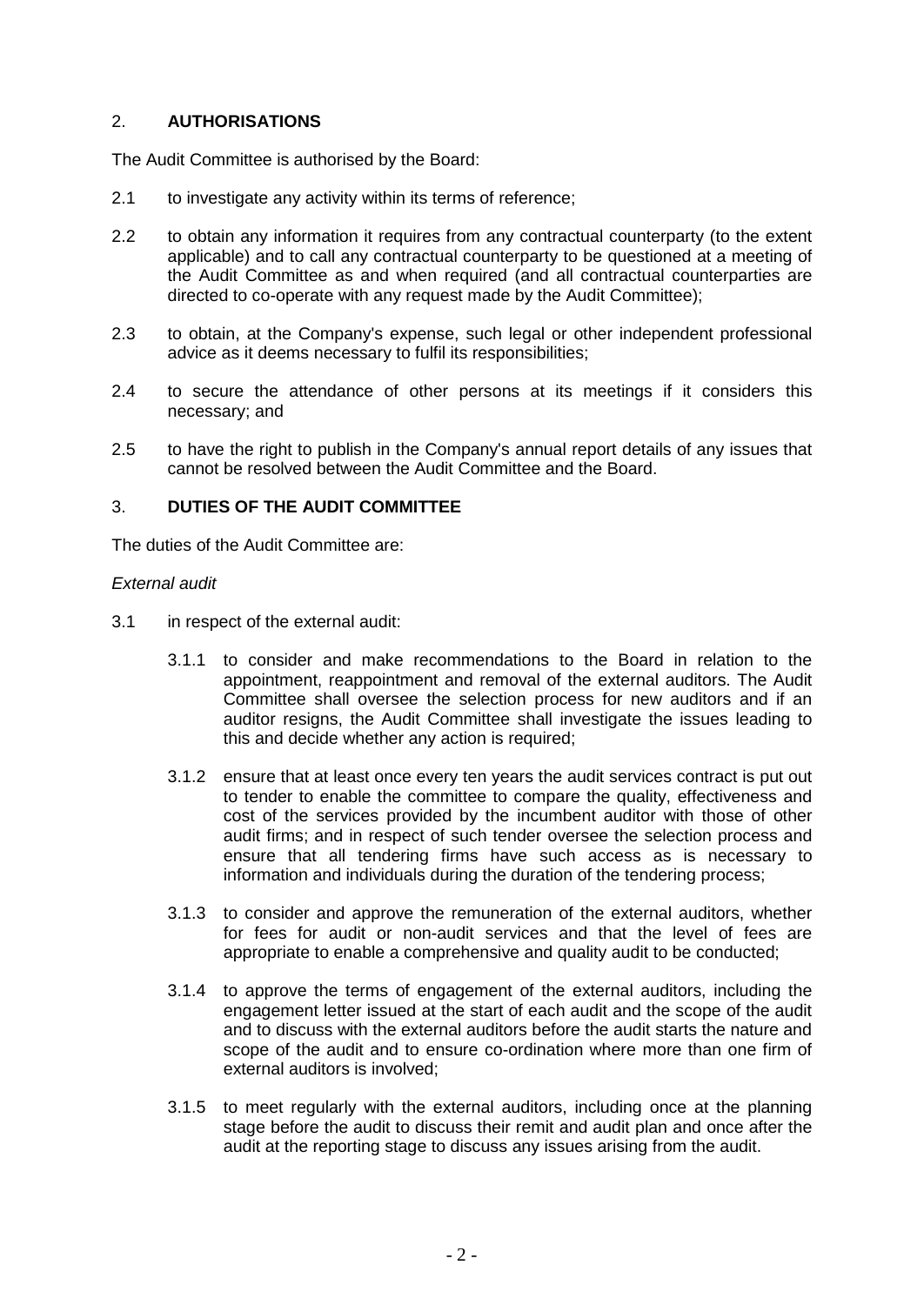## 2. AUTHORISATIONS

The Audit Committee is authorised by the Board:

2.1 to investigate any activity within its terms of reference;

2.2 to obtain any information it requires from any contractual counterparty (to the extent applicable) and to call any contractual counterparty to be questioned at a meeting of the Audit Committee as and when required (and all contractual counterparties are directed to co-operate with any request made by the Audit Committee);

2.3 to obtain, at the Company's expense, such legal or other independent professional advice as it deems necessary to fulfil its responsibilities;

2.4 to secure the attendance of other persons at its meetings if it considers this necessary; and

2.5 to have the right to publish in the Company's annual report details of any issues that cannot be resolved between the Audit Committee and the Board.

## 3. DUTIES OF THE AUDIT COMMITTEE

The duties of the Audit Committee are:

*External audit*

3.1 in respect of the external audit:

3.1.1 to consider and make recommendations to the Board in relation to the appointment, reappointment and removal of the external auditors. The Audit Committee shall oversee the selection process for new auditors and if an auditor resigns, the Audit Committee shall investigate the issues leading to this and decide whether any action is required;

3.1.2 ensure that at least once every ten years the audit services contract is put out to tender to enable the committee to compare the quality, effectiveness and cost of the services provided by the incumbent auditor with those of other audit firms; and in respect of such tender oversee the selection process and ensure that all tendering firms have such access as is necessary to information and individuals during the duration of the tendering process;

3.1.3 to consider and approve the remuneration of the external auditors, whether for fees for audit or non-audit services and that the level of fees are appropriate to enable a comprehensive and quality audit to be conducted;

3.1.4 to approve the terms of engagement of the external auditors, including the engagement letter issued at the start of each audit and the scope of the audit and to discuss with the external auditors before the audit starts the nature and scope of the audit and to ensure co-ordination where more than one firm of external auditors is involved;

3.1.5 to meet regularly with the external auditors, including once at the planning stage before the audit to discuss their remit and audit plan and once after the audit at the reporting stage to discuss any issues arising from the audit.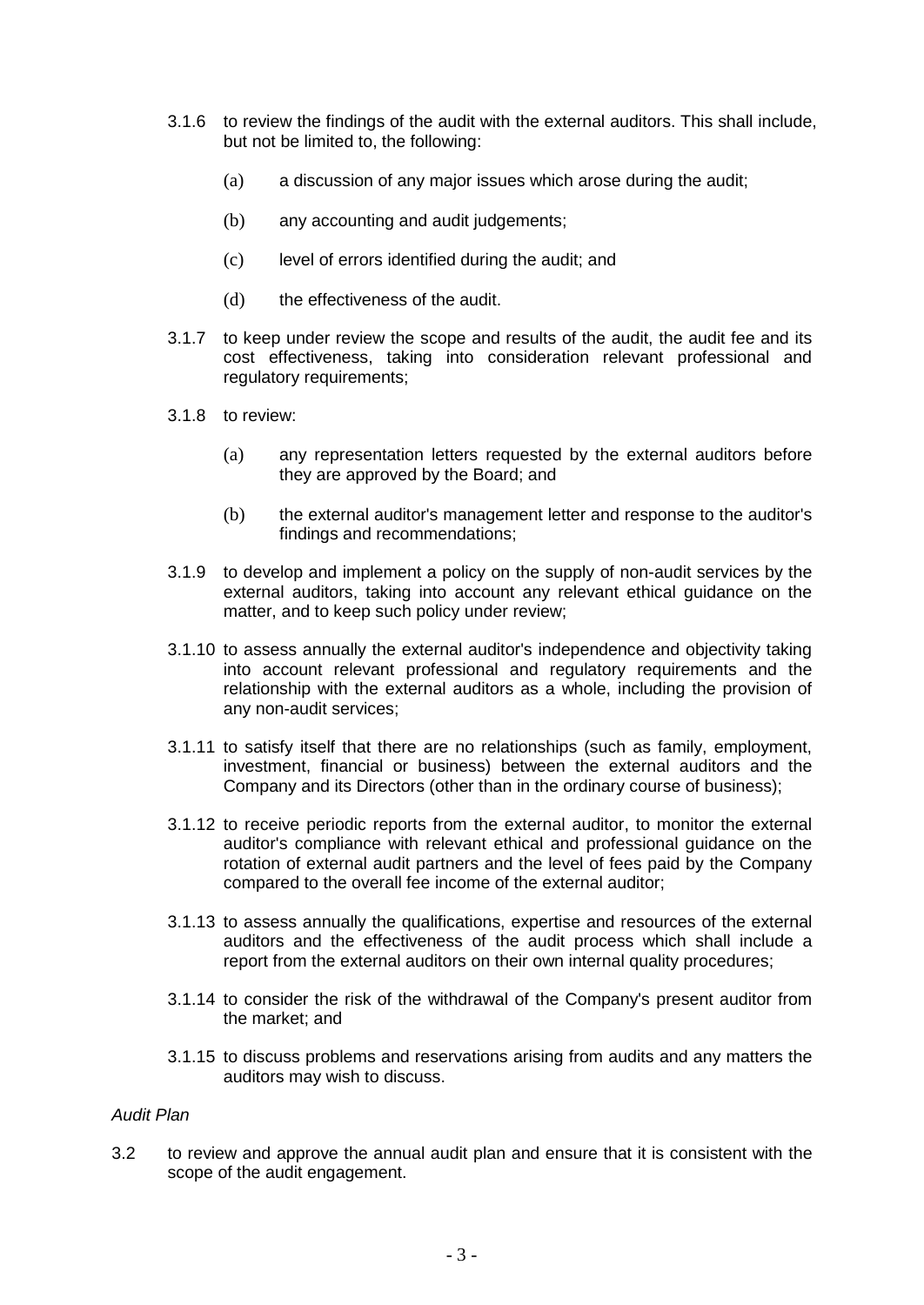3.1.6 to review the findings of the audit with the external auditors. This shall include, but not be limited to, the following:

   (a) a discussion of any major issues which arose during the audit;

   (b) any accounting and audit judgements;

   (c) level of errors identified during the audit; and

   (d) the effectiveness of the audit.

3.1.7 to keep under review the scope and results of the audit, the audit fee and its cost effectiveness, taking into consideration relevant professional and regulatory requirements;

3.1.8 to review:

   (a) any representation letters requested by the external auditors before they are approved by the Board; and

   (b) the external auditor's management letter and response to the auditor's findings and recommendations;

3.1.9 to develop and implement a policy on the supply of non-audit services by the external auditors, taking into account any relevant ethical guidance on the matter, and to keep such policy under review;

3.1.10 to assess annually the external auditor's independence and objectivity taking into account relevant professional and regulatory requirements and the relationship with the external auditors as a whole, including the provision of any non-audit services;

3.1.11 to satisfy itself that there are no relationships (such as family, employment, investment, financial or business) between the external auditors and the Company and its Directors (other than in the ordinary course of business);

3.1.12 to receive periodic reports from the external auditor, to monitor the external auditor's compliance with relevant ethical and professional guidance on the rotation of external audit partners and the level of fees paid by the Company compared to the overall fee income of the external auditor;

3.1.13 to assess annually the qualifications, expertise and resources of the external auditors and the effectiveness of the audit process which shall include a report from the external auditors on their own internal quality procedures;

3.1.14 to consider the risk of the withdrawal of the Company's present auditor from the market; and

3.1.15 to discuss problems and reservations arising from audits and any matters the auditors may wish to discuss.

*Audit Plan*

3.2 to review and approve the annual audit plan and ensure that it is consistent with the scope of the audit engagement.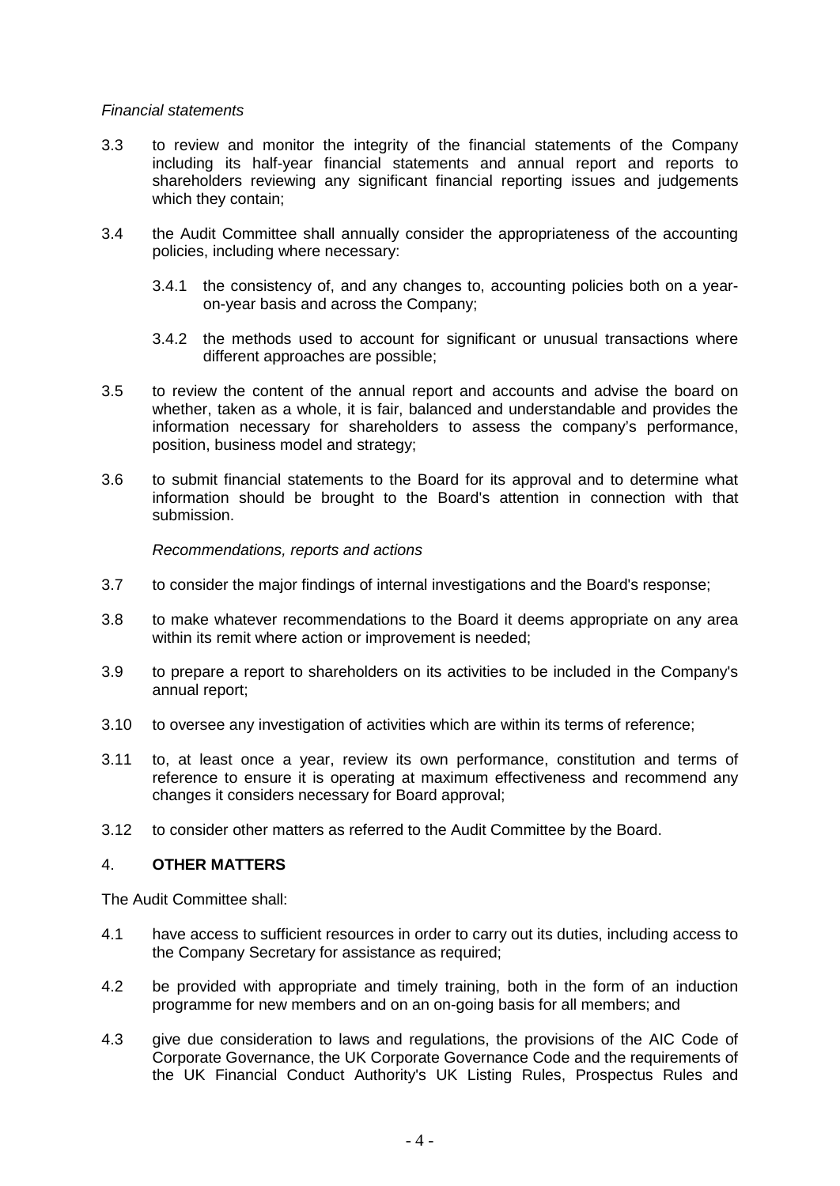*Financial statements*

3.3 to review and monitor the integrity of the financial statements of the Company including its half-year financial statements and annual report and reports to shareholders reviewing any significant financial reporting issues and judgements which they contain;

3.4 the Audit Committee shall annually consider the appropriateness of the accounting policies, including where necessary:

  3.4.1 the consistency of, and any changes to, accounting policies both on a year-on-year basis and across the Company;

  3.4.2 the methods used to account for significant or unusual transactions where different approaches are possible;

3.5 to review the content of the annual report and accounts and advise the board on whether, taken as a whole, it is fair, balanced and understandable and provides the information necessary for shareholders to assess the company's performance, position, business model and strategy;

3.6 to submit financial statements to the Board for its approval and to determine what information should be brought to the Board's attention in connection with that submission.

*Recommendations, reports and actions*

3.7 to consider the major findings of internal investigations and the Board's response;

3.8 to make whatever recommendations to the Board it deems appropriate on any area within its remit where action or improvement is needed;

3.9 to prepare a report to shareholders on its activities to be included in the Company's annual report;

3.10 to oversee any investigation of activities which are within its terms of reference;

3.11 to, at least once a year, review its own performance, constitution and terms of reference to ensure it is operating at maximum effectiveness and recommend any changes it considers necessary for Board approval;

3.12 to consider other matters as referred to the Audit Committee by the Board.

## 4. **OTHER MATTERS**

The Audit Committee shall:

4.1 have access to sufficient resources in order to carry out its duties, including access to the Company Secretary for assistance as required;

4.2 be provided with appropriate and timely training, both in the form of an induction programme for new members and on an on-going basis for all members; and

4.3 give due consideration to laws and regulations, the provisions of the AIC Code of Corporate Governance, the UK Corporate Governance Code and the requirements of the UK Financial Conduct Authority's UK Listing Rules, Prospectus Rules and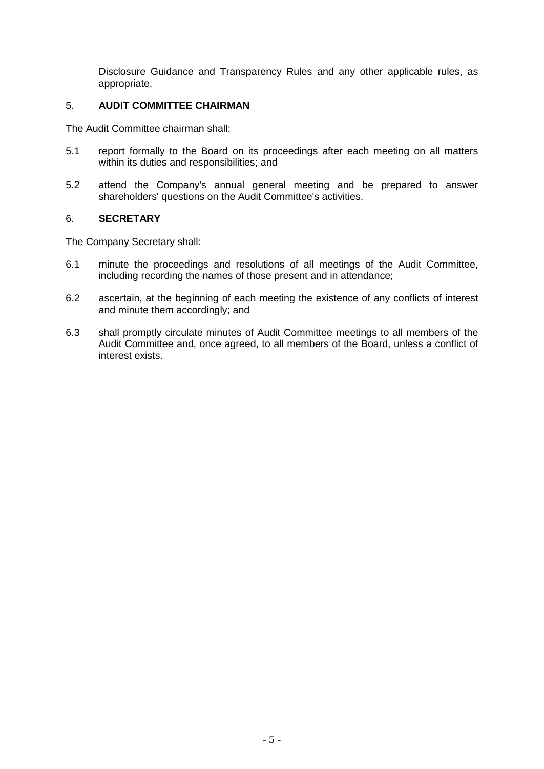Disclosure Guidance and Transparency Rules and any other applicable rules, as appropriate.

## 5. AUDIT COMMITTEE CHAIRMAN

The Audit Committee chairman shall:

5.1 report formally to the Board on its proceedings after each meeting on all matters within its duties and responsibilities; and

5.2 attend the Company's annual general meeting and be prepared to answer shareholders' questions on the Audit Committee's activities.

## 6. SECRETARY

The Company Secretary shall:

6.1 minute the proceedings and resolutions of all meetings of the Audit Committee, including recording the names of those present and in attendance;

6.2 ascertain, at the beginning of each meeting the existence of any conflicts of interest and minute them accordingly; and

6.3 shall promptly circulate minutes of Audit Committee meetings to all members of the Audit Committee and, once agreed, to all members of the Board, unless a conflict of interest exists.